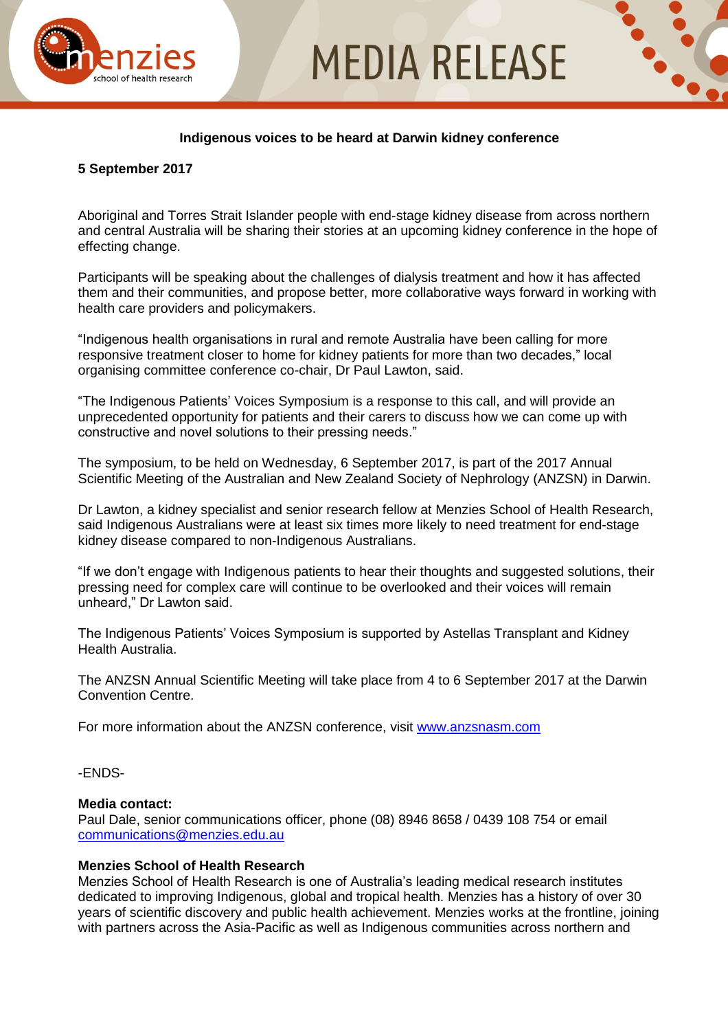MEDIA RELEASE

**Indigenous voices to be heard at Darwin kidney conference**

**5 September 2017**

Aboriginal and Torres Strait Islander people with end-stage kidney disease from across northern and central Australia will be sharing their stories at an upcoming kidney conference in the hope of effecting change.

Participants will be speaking about the challenges of dialysis treatment and how it has affected them and their communities, and propose better, more collaborative ways forward in working with health care providers and policymakers.

"Indigenous health organisations in rural and remote Australia have been calling for more responsive treatment closer to home for kidney patients for more than two decades," local organising committee conference co-chair, Dr Paul Lawton, said.

"The Indigenous Patients' Voices Symposium is a response to this call, and will provide an unprecedented opportunity for patients and their carers to discuss how we can come up with constructive and novel solutions to their pressing needs."

The symposium, to be held on Wednesday, 6 September 2017, is part of the 2017 Annual Scientific Meeting of the Australian and New Zealand Society of Nephrology (ANZSN) in Darwin.

Dr Lawton, a kidney specialist and senior research fellow at Menzies School of Health Research, said Indigenous Australians were at least six times more likely to need treatment for end-stage kidney disease compared to non-Indigenous Australians.

"If we don't engage with Indigenous patients to hear their thoughts and suggested solutions, their pressing need for complex care will continue to be overlooked and their voices will remain unheard," Dr Lawton said.

The Indigenous Patients' Voices Symposium is supported by Astellas Transplant and Kidney Health Australia.

The ANZSN Annual Scientific Meeting will take place from 4 to 6 September 2017 at the Darwin Convention Centre.

For more information about the ANZSN conference, visit www.anzsnasm.com

-ENDS-

**Media contact:**
Paul Dale, senior communications officer, phone (08) 8946 8658 / 0439 108 754 or email communications@menzies.edu.au

**Menzies School of Health Research**
Menzies School of Health Research is one of Australia's leading medical research institutes dedicated to improving Indigenous, global and tropical health. Menzies has a history of over 30 years of scientific discovery and public health achievement. Menzies works at the frontline, joining with partners across the Asia-Pacific as well as Indigenous communities across northern and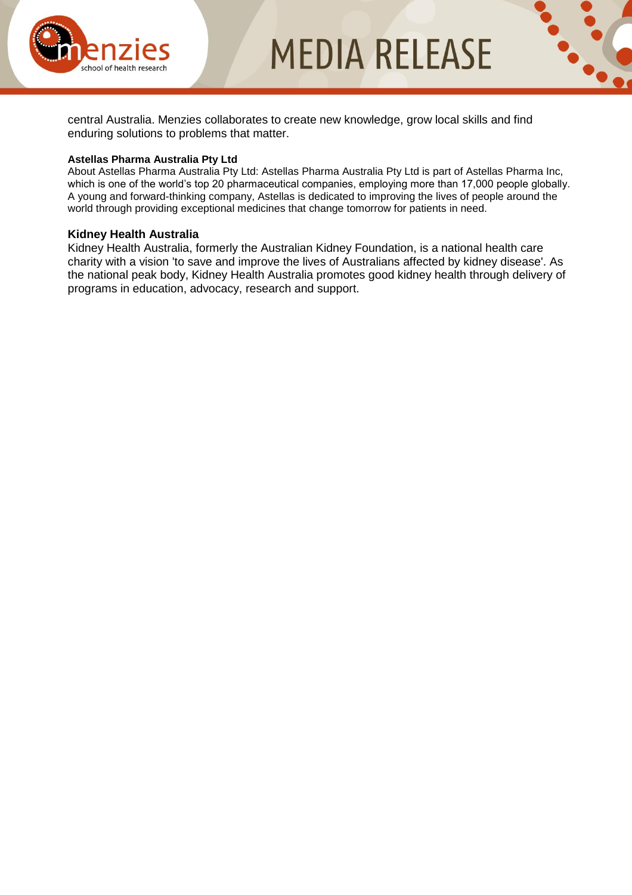central Australia. Menzies collaborates to create new knowledge, grow local skills and find enduring solutions to problems that matter.

**Astellas Pharma Australia Pty Ltd**

About Astellas Pharma Australia Pty Ltd: Astellas Pharma Australia Pty Ltd is part of Astellas Pharma Inc, which is one of the world's top 20 pharmaceutical companies, employing more than 17,000 people globally. A young and forward-thinking company, Astellas is dedicated to improving the lives of people around the world through providing exceptional medicines that change tomorrow for patients in need.

**Kidney Health Australia**

Kidney Health Australia, formerly the Australian Kidney Foundation, is a national health care charity with a vision 'to save and improve the lives of Australians affected by kidney disease'. As the national peak body, Kidney Health Australia promotes good kidney health through delivery of programs in education, advocacy, research and support.